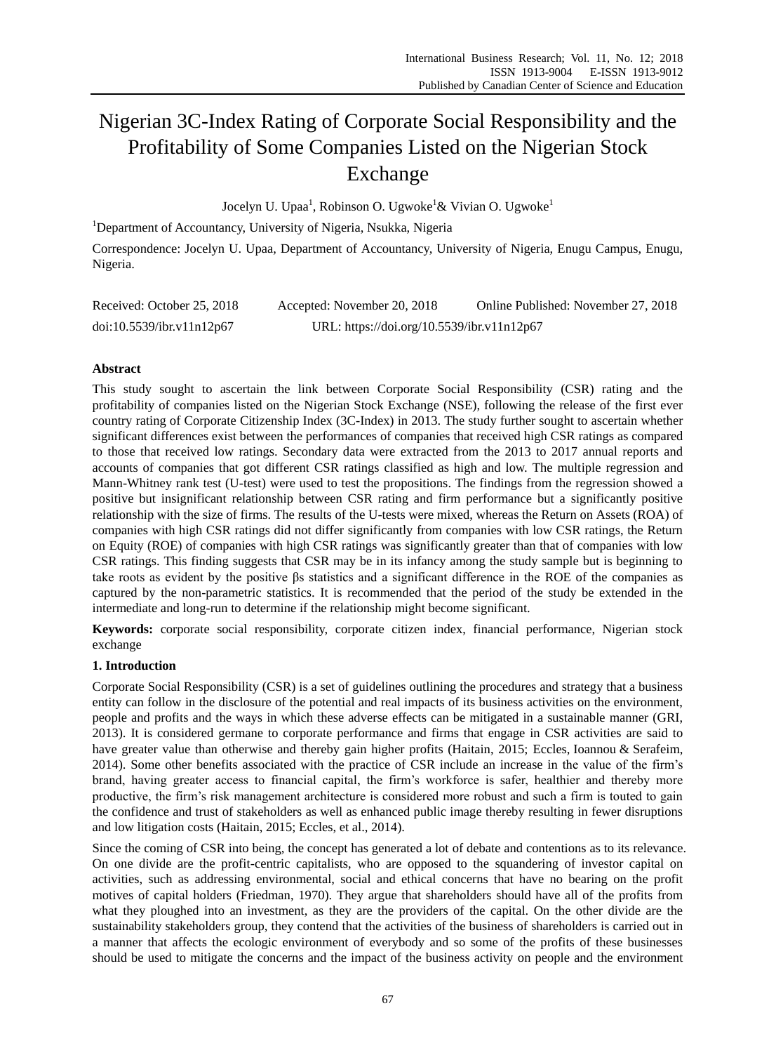# Nigerian 3C-Index Rating of Corporate Social Responsibility and the Profitability of Some Companies Listed on the Nigerian Stock Exchange

Jocelyn U. Upaa[1], Robinson O. Ugwoke[1] & Vivian O. Ugwoke[1]

[1]Department of Accountancy, University of Nigeria, Nsukka, Nigeria

Correspondence: Jocelyn U. Upaa, Department of Accountancy, University of Nigeria, Enugu Campus, Enugu, Nigeria.

Received: October 25, 2018 Accepted: November 20, 2018 Online Published: November 27, 2018

doi:10.5539/ibr.v11n12p67 URL: https://doi.org/10.5539/ibr.v11n12p67

## Abstract

This study sought to ascertain the link between Corporate Social Responsibility (CSR) rating and the profitability of companies listed on the Nigerian Stock Exchange (NSE), following the release of the first ever country rating of Corporate Citizenship Index (3C-Index) in 2013. The study further sought to ascertain whether significant differences exist between the performances of companies that received high CSR ratings as compared to those that received low ratings. Secondary data were extracted from the 2013 to 2017 annual reports and accounts of companies that got different CSR ratings classified as high and low. The multiple regression and Mann-Whitney rank test (U-test) were used to test the propositions. The findings from the regression showed a positive but insignificant relationship between CSR rating and firm performance but a significantly positive relationship with the size of firms. The results of the U-tests were mixed, whereas the Return on Assets (ROA) of companies with high CSR ratings did not differ significantly from companies with low CSR ratings, the Return on Equity (ROE) of companies with high CSR ratings was significantly greater than that of companies with low CSR ratings. This finding suggests that CSR may be in its infancy among the study sample but is beginning to take roots as evident by the positive βs statistics and a significant difference in the ROE of the companies as captured by the non-parametric statistics. It is recommended that the period of the study be extended in the intermediate and long-run to determine if the relationship might become significant.

**Keywords:** corporate social responsibility, corporate citizen index, financial performance, Nigerian stock exchange

## 1. Introduction

Corporate Social Responsibility (CSR) is a set of guidelines outlining the procedures and strategy that a business entity can follow in the disclosure of the potential and real impacts of its business activities on the environment, people and profits and the ways in which these adverse effects can be mitigated in a sustainable manner (GRI, 2013). It is considered germane to corporate performance and firms that engage in CSR activities are said to have greater value than otherwise and thereby gain higher profits (Haitain, 2015; Eccles, Ioannou & Serafeim, 2014). Some other benefits associated with the practice of CSR include an increase in the value of the firm's brand, having greater access to financial capital, the firm's workforce is safer, healthier and thereby more productive, the firm's risk management architecture is considered more robust and such a firm is touted to gain the confidence and trust of stakeholders as well as enhanced public image thereby resulting in fewer disruptions and low litigation costs (Haitain, 2015; Eccles, et al., 2014).

Since the coming of CSR into being, the concept has generated a lot of debate and contentions as to its relevance. On one divide are the profit-centric capitalists, who are opposed to the squandering of investor capital on activities, such as addressing environmental, social and ethical concerns that have no bearing on the profit motives of capital holders (Friedman, 1970). They argue that shareholders should have all of the profits from what they ploughed into an investment, as they are the providers of the capital. On the other divide are the sustainability stakeholders group, they contend that the activities of the business of shareholders is carried out in a manner that affects the ecologic environment of everybody and so some of the profits of these businesses should be used to mitigate the concerns and the impact of the business activity on people and the environment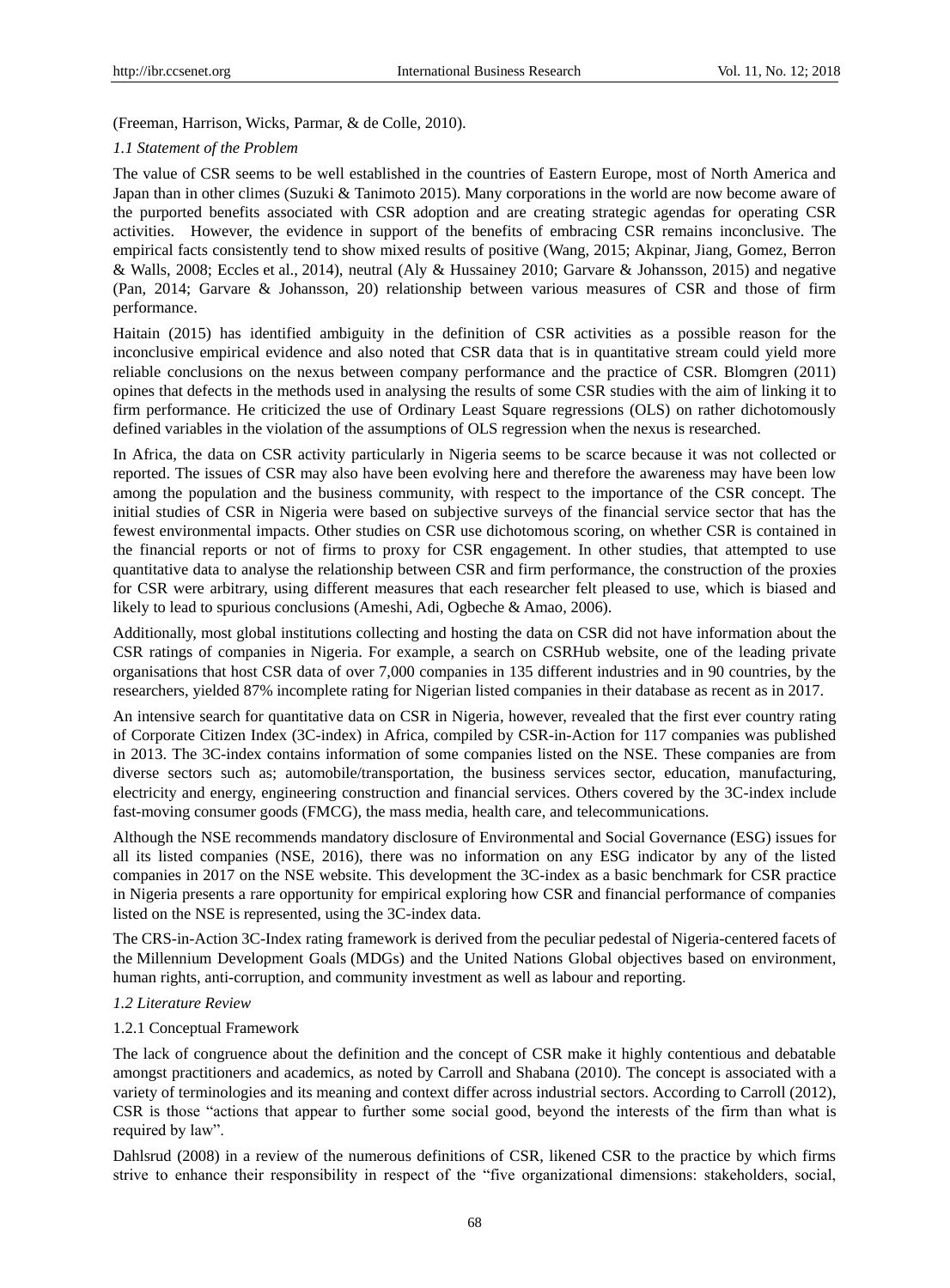(Freeman, Harrison, Wicks, Parmar, & de Colle, 2010).

### *1.1 Statement of the Problem*

The value of CSR seems to be well established in the countries of Eastern Europe, most of North America and Japan than in other climes (Suzuki & Tanimoto 2015). Many corporations in the world are now become aware of the purported benefits associated with CSR adoption and are creating strategic agendas for operating CSR activities. However, the evidence in support of the benefits of embracing CSR remains inconclusive. The empirical facts consistently tend to show mixed results of positive (Wang, 2015; Akpinar, Jiang, Gomez, Berron & Walls, 2008; Eccles et al., 2014), neutral (Aly & Hussainey 2010; Garvare & Johansson, 2015) and negative (Pan, 2014; Garvare & Johansson, 20) relationship between various measures of CSR and those of firm performance.

Haitain (2015) has identified ambiguity in the definition of CSR activities as a possible reason for the inconclusive empirical evidence and also noted that CSR data that is in quantitative stream could yield more reliable conclusions on the nexus between company performance and the practice of CSR. Blomgren (2011) opines that defects in the methods used in analysing the results of some CSR studies with the aim of linking it to firm performance. He criticized the use of Ordinary Least Square regressions (OLS) on rather dichotomously defined variables in the violation of the assumptions of OLS regression when the nexus is researched.

In Africa, the data on CSR activity particularly in Nigeria seems to be scarce because it was not collected or reported. The issues of CSR may also have been evolving here and therefore the awareness may have been low among the population and the business community, with respect to the importance of the CSR concept. The initial studies of CSR in Nigeria were based on subjective surveys of the financial service sector that has the fewest environmental impacts. Other studies on CSR use dichotomous scoring, on whether CSR is contained in the financial reports or not of firms to proxy for CSR engagement. In other studies, that attempted to use quantitative data to analyse the relationship between CSR and firm performance, the construction of the proxies for CSR were arbitrary, using different measures that each researcher felt pleased to use, which is biased and likely to lead to spurious conclusions (Ameshi, Adi, Ogbeche & Amao, 2006).

Additionally, most global institutions collecting and hosting the data on CSR did not have information about the CSR ratings of companies in Nigeria. For example, a search on CSRHub website, one of the leading private organisations that host CSR data of over 7,000 companies in 135 different industries and in 90 countries, by the researchers, yielded 87% incomplete rating for Nigerian listed companies in their database as recent as in 2017.

An intensive search for quantitative data on CSR in Nigeria, however, revealed that the first ever country rating of Corporate Citizen Index (3C-index) in Africa, compiled by CSR-in-Action for 117 companies was published in 2013. The 3C-index contains information of some companies listed on the NSE. These companies are from diverse sectors such as; automobile/transportation, the business services sector, education, manufacturing, electricity and energy, engineering construction and financial services. Others covered by the 3C-index include fast-moving consumer goods (FMCG), the mass media, health care, and telecommunications.

Although the NSE recommends mandatory disclosure of Environmental and Social Governance (ESG) issues for all its listed companies (NSE, 2016), there was no information on any ESG indicator by any of the listed companies in 2017 on the NSE website. This development the 3C-index as a basic benchmark for CSR practice in Nigeria presents a rare opportunity for empirical exploring how CSR and financial performance of companies listed on the NSE is represented, using the 3C-index data.

The CRS-in-Action 3C-Index rating framework is derived from the peculiar pedestal of Nigeria-centered facets of the Millennium Development Goals (MDGs) and the United Nations Global objectives based on environment, human rights, anti-corruption, and community investment as well as labour and reporting.

### *1.2 Literature Review*

#### 1.2.1 Conceptual Framework

The lack of congruence about the definition and the concept of CSR make it highly contentious and debatable amongst practitioners and academics, as noted by Carroll and Shabana (2010). The concept is associated with a variety of terminologies and its meaning and context differ across industrial sectors. According to Carroll (2012), CSR is those "actions that appear to further some social good, beyond the interests of the firm than what is required by law".

Dahlsrud (2008) in a review of the numerous definitions of CSR, likened CSR to the practice by which firms strive to enhance their responsibility in respect of the "five organizational dimensions: stakeholders, social,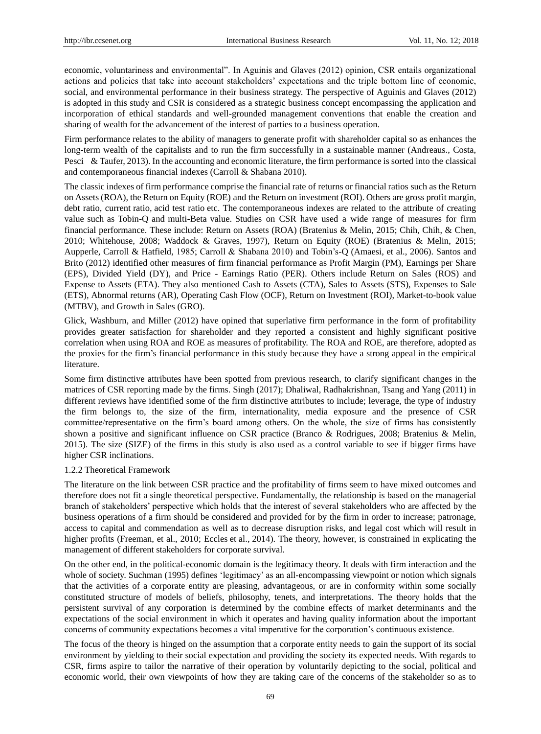economic, voluntariness and environmental". In Aguinis and Glaves (2012) opinion, CSR entails organizational actions and policies that take into account stakeholders' expectations and the triple bottom line of economic, social, and environmental performance in their business strategy. The perspective of Aguinis and Glaves (2012) is adopted in this study and CSR is considered as a strategic business concept encompassing the application and incorporation of ethical standards and well-grounded management conventions that enable the creation and sharing of wealth for the advancement of the interest of parties to a business operation.

Firm performance relates to the ability of managers to generate profit with shareholder capital so as enhances the long-term wealth of the capitalists and to run the firm successfully in a sustainable manner (Andreaus., Costa, Pesci & Taufer, 2013). In the accounting and economic literature, the firm performance is sorted into the classical and contemporaneous financial indexes (Carroll & Shabana 2010).

The classic indexes of firm performance comprise the financial rate of returns or financial ratios such as the Return on Assets (ROA), the Return on Equity (ROE) and the Return on investment (ROI). Others are gross profit margin, debt ratio, current ratio, acid test ratio etc. The contemporaneous indexes are related to the attribute of creating value such as Tobin-Q and multi-Beta value. Studies on CSR have used a wide range of measures for firm financial performance. These include: Return on Assets (ROA) (Bratenius & Melin, 2015; Chih, Chih, & Chen, 2010; Whitehouse, 2008; Waddock & Graves, 1997), Return on Equity (ROE) (Bratenius & Melin, 2015; Aupperle, Carroll & Hatfield, 1985; Carroll & Shabana 2010) and Tobin's-Q (Amaesi, et al., 2006). Santos and Brito (2012) identified other measures of firm financial performance as Profit Margin (PM), Earnings per Share (EPS), Divided Yield (DY), and Price - Earnings Ratio (PER). Others include Return on Sales (ROS) and Expense to Assets (ETA). They also mentioned Cash to Assets (CTA), Sales to Assets (STS), Expenses to Sale (ETS), Abnormal returns (AR), Operating Cash Flow (OCF), Return on Investment (ROI), Market-to-book value (MTBV), and Growth in Sales (GRO).

Glick, Washburn, and Miller (2012) have opined that superlative firm performance in the form of profitability provides greater satisfaction for shareholder and they reported a consistent and highly significant positive correlation when using ROA and ROE as measures of profitability. The ROA and ROE, are therefore, adopted as the proxies for the firm's financial performance in this study because they have a strong appeal in the empirical literature.

Some firm distinctive attributes have been spotted from previous research, to clarify significant changes in the matrices of CSR reporting made by the firms. Singh (2017); Dhaliwal, Radhakrishnan, Tsang and Yang (2011) in different reviews have identified some of the firm distinctive attributes to include; leverage, the type of industry the firm belongs to, the size of the firm, internationality, media exposure and the presence of CSR committee/representative on the firm's board among others. On the whole, the size of firms has consistently shown a positive and significant influence on CSR practice (Branco & Rodrigues, 2008; Bratenius & Melin, 2015). The size (SIZE) of the firms in this study is also used as a control variable to see if bigger firms have higher CSR inclinations.

### 1.2.2 Theoretical Framework

The literature on the link between CSR practice and the profitability of firms seem to have mixed outcomes and therefore does not fit a single theoretical perspective. Fundamentally, the relationship is based on the managerial branch of stakeholders' perspective which holds that the interest of several stakeholders who are affected by the business operations of a firm should be considered and provided for by the firm in order to increase; patronage, access to capital and commendation as well as to decrease disruption risks, and legal cost which will result in higher profits (Freeman, et al., 2010; Eccles et al., 2014). The theory, however, is constrained in explicating the management of different stakeholders for corporate survival.

On the other end, in the political-economic domain is the legitimacy theory. It deals with firm interaction and the whole of society. Suchman (1995) defines 'legitimacy' as an all-encompassing viewpoint or notion which signals that the activities of a corporate entity are pleasing, advantageous, or are in conformity within some socially constituted structure of models of beliefs, philosophy, tenets, and interpretations. The theory holds that the persistent survival of any corporation is determined by the combine effects of market determinants and the expectations of the social environment in which it operates and having quality information about the important concerns of community expectations becomes a vital imperative for the corporation's continuous existence.

The focus of the theory is hinged on the assumption that a corporate entity needs to gain the support of its social environment by yielding to their social expectation and providing the society its expected needs. With regards to CSR, firms aspire to tailor the narrative of their operation by voluntarily depicting to the social, political and economic world, their own viewpoints of how they are taking care of the concerns of the stakeholder so as to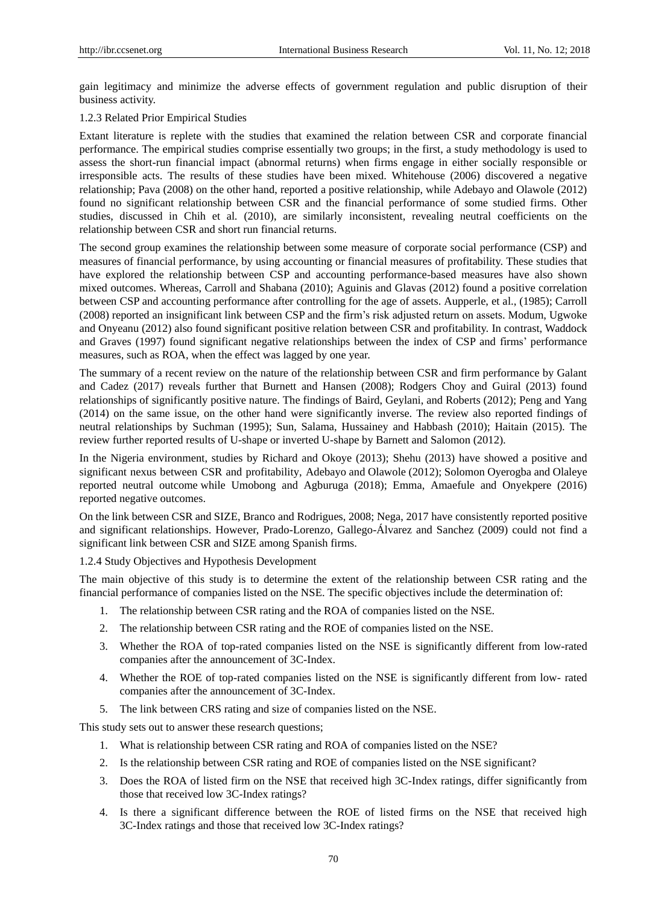gain legitimacy and minimize the adverse effects of government regulation and public disruption of their business activity.

#### 1.2.3 Related Prior Empirical Studies

Extant literature is replete with the studies that examined the relation between CSR and corporate financial performance. The empirical studies comprise essentially two groups; in the first, a study methodology is used to assess the short-run financial impact (abnormal returns) when firms engage in either socially responsible or irresponsible acts. The results of these studies have been mixed. Whitehouse (2006) discovered a negative relationship; Pava (2008) on the other hand, reported a positive relationship, while Adebayo and Olawole (2012) found no significant relationship between CSR and the financial performance of some studied firms. Other studies, discussed in Chih et al. (2010), are similarly inconsistent, revealing neutral coefficients on the relationship between CSR and short run financial returns.

The second group examines the relationship between some measure of corporate social performance (CSP) and measures of financial performance, by using accounting or financial measures of profitability. These studies that have explored the relationship between CSP and accounting performance-based measures have also shown mixed outcomes. Whereas, Carroll and Shabana (2010); Aguinis and Glavas (2012) found a positive correlation between CSP and accounting performance after controlling for the age of assets. Aupperle, et al., (1985); Carroll (2008) reported an insignificant link between CSP and the firm's risk adjusted return on assets. Modum, Ugwoke and Onyeanu (2012) also found significant positive relation between CSR and profitability. In contrast, Waddock and Graves (1997) found significant negative relationships between the index of CSP and firms' performance measures, such as ROA, when the effect was lagged by one year.

The summary of a recent review on the nature of the relationship between CSR and firm performance by Galant and Cadez (2017) reveals further that Burnett and Hansen (2008); Rodgers Choy and Guiral (2013) found relationships of significantly positive nature. The findings of Baird, Geylani, and Roberts (2012); Peng and Yang (2014) on the same issue, on the other hand were significantly inverse. The review also reported findings of neutral relationships by Suchman (1995); Sun, Salama, Hussainey and Habbash (2010); Haitain (2015). The review further reported results of U-shape or inverted U-shape by Barnett and Salomon (2012).

In the Nigeria environment, studies by Richard and Okoye (2013); Shehu (2013) have showed a positive and significant nexus between CSR and profitability, Adebayo and Olawole (2012); Solomon Oyerogba and Olaleye reported neutral outcome while Umobong and Agburuga (2018); Emma, Amaefule and Onyekpere (2016) reported negative outcomes.

On the link between CSR and SIZE, Branco and Rodrigues, 2008; Nega, 2017 have consistently reported positive and significant relationships. However, Prado-Lorenzo, Gallego-Álvarez and Sanchez (2009) could not find a significant link between CSR and SIZE among Spanish firms.

#### 1.2.4 Study Objectives and Hypothesis Development

The main objective of this study is to determine the extent of the relationship between CSR rating and the financial performance of companies listed on the NSE. The specific objectives include the determination of:

1. The relationship between CSR rating and the ROA of companies listed on the NSE.
2. The relationship between CSR rating and the ROE of companies listed on the NSE.
3. Whether the ROA of top-rated companies listed on the NSE is significantly different from low-rated companies after the announcement of 3C-Index.
4. Whether the ROE of top-rated companies listed on the NSE is significantly different from low- rated companies after the announcement of 3C-Index.
5. The link between CRS rating and size of companies listed on the NSE.

This study sets out to answer these research questions;

1. What is relationship between CSR rating and ROA of companies listed on the NSE?
2. Is the relationship between CSR rating and ROE of companies listed on the NSE significant?
3. Does the ROA of listed firm on the NSE that received high 3C-Index ratings, differ significantly from those that received low 3C-Index ratings?
4. Is there a significant difference between the ROE of listed firms on the NSE that received high 3C-Index ratings and those that received low 3C-Index ratings?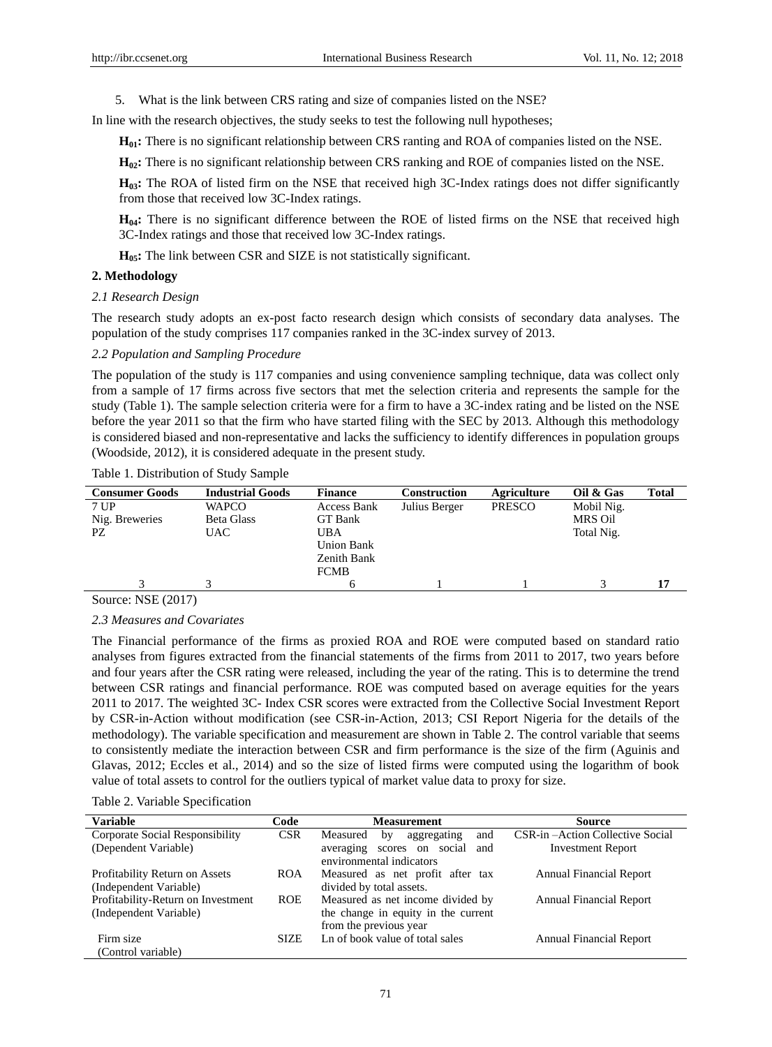5. What is the link between CRS rating and size of companies listed on the NSE?

In line with the research objectives, the study seeks to test the following null hypotheses;

**$H_{01}$:** There is no significant relationship between CRS ranting and ROA of companies listed on the NSE.

**$H_{02}$:** There is no significant relationship between CRS ranking and ROE of companies listed on the NSE.

**$H_{03}$:** The ROA of listed firm on the NSE that received high 3C-Index ratings does not differ significantly from those that received low 3C-Index ratings.

**$H_{04}$:** There is no significant difference between the ROE of listed firms on the NSE that received high 3C-Index ratings and those that received low 3C-Index ratings.

**$H_{05}$:** The link between CSR and SIZE is not statistically significant.

## 2. Methodology

### *2.1 Research Design*

The research study adopts an ex-post facto research design which consists of secondary data analyses. The population of the study comprises 117 companies ranked in the 3C-index survey of 2013.

### *2.2 Population and Sampling Procedure*

The population of the study is 117 companies and using convenience sampling technique, data was collect only from a sample of 17 firms across five sectors that met the selection criteria and represents the sample for the study (Table 1). The sample selection criteria were for a firm to have a 3C-index rating and be listed on the NSE before the year 2011 so that the firm who have started filing with the SEC by 2013. Although this methodology is considered biased and non-representative and lacks the sufficiency to identify differences in population groups (Woodside, 2012), it is considered adequate in the present study.

Table 1. Distribution of Study Sample

| Consumer Goods | Industrial Goods | Finance | Construction | Agriculture | Oil & Gas | Total |
|---|---|---|---|---|---|---|
| 7 UP<br>Nig. Breweries<br>PZ | WAPCO<br>Beta Glass<br>UAC | Access Bank<br>GT Bank<br>UBA<br>Union Bank<br>Zenith Bank<br>FCMB | Julius Berger | PRESCO | Mobil Nig.<br>MRS Oil<br>Total Nig. | |
| 3 | 3 | 6 | 1 | 1 | 3 | **17** |

Source: NSE (2017)

### *2.3 Measures and Covariates*

The Financial performance of the firms as proxied ROA and ROE were computed based on standard ratio analyses from figures extracted from the financial statements of the firms from 2011 to 2017, two years before and four years after the CSR rating were released, including the year of the rating. This is to determine the trend between CSR ratings and financial performance. ROE was computed based on average equities for the years 2011 to 2017. The weighted 3C- Index CSR scores were extracted from the Collective Social Investment Report by CSR-in-Action without modification (see CSR-in-Action, 2013; CSI Report Nigeria for the details of the methodology). The variable specification and measurement are shown in Table 2. The control variable that seems to consistently mediate the interaction between CSR and firm performance is the size of the firm (Aguinis and Glavas, 2012; Eccles et al., 2014) and so the size of listed firms were computed using the logarithm of book value of total assets to control for the outliers typical of market value data to proxy for size.

Table 2. Variable Specification

| Variable | Code | Measurement | Source |
|---|---|---|---|
| Corporate Social Responsibility (Dependent Variable) | CSR | Measured by aggregating and averaging scores on social and environmental indicators | CSR-in –Action Collective Social Investment Report |
| Profitability Return on Assets (Independent Variable) | ROA | Measured as net profit after tax divided by total assets. | Annual Financial Report |
| Profitability-Return on Investment (Independent Variable) | ROE | Measured as net income divided by the change in equity in the current from the previous year | Annual Financial Report |
| Firm size (Control variable) | SIZE | Ln of book value of total sales | Annual Financial Report |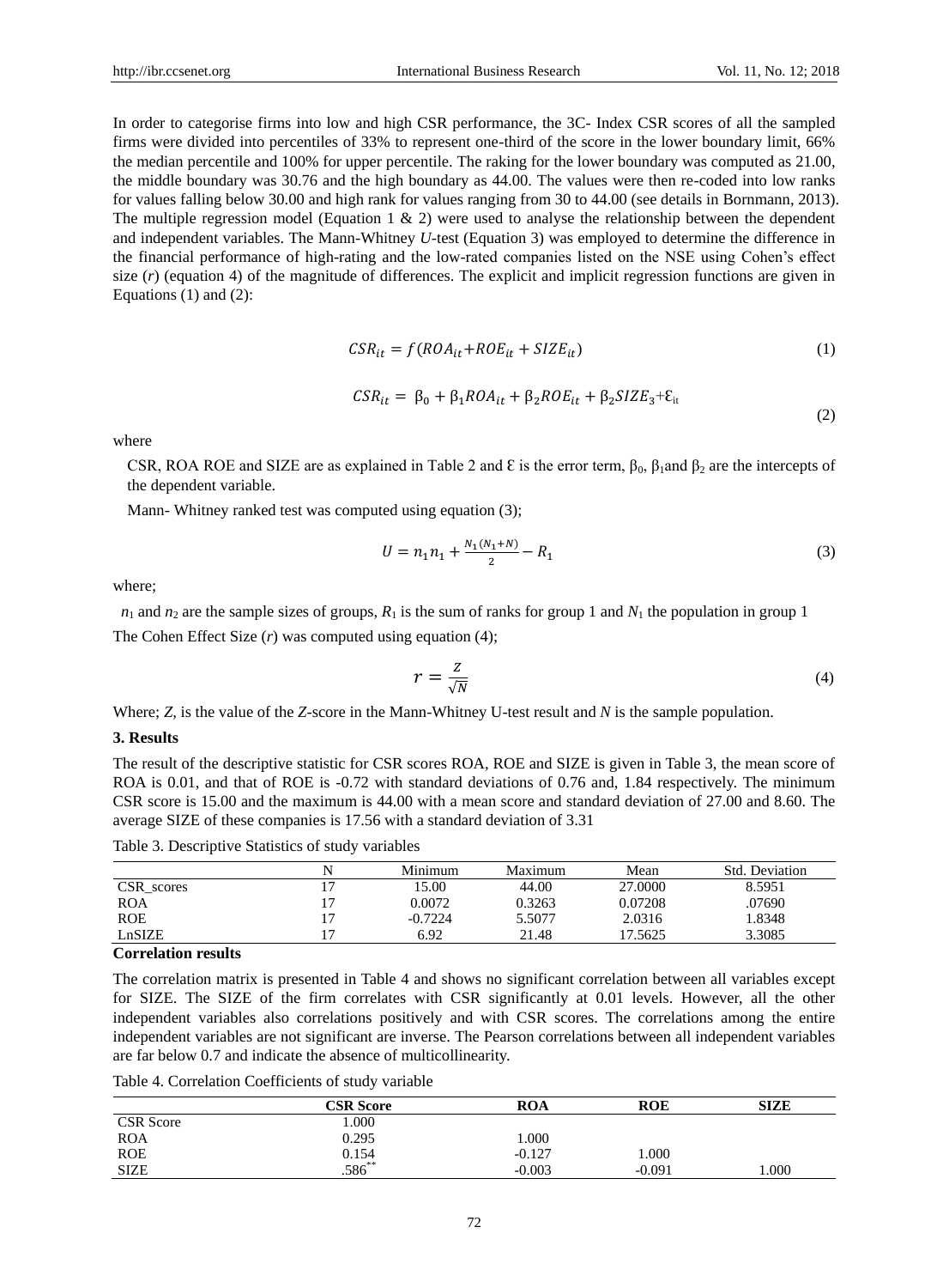In order to categorise firms into low and high CSR performance, the 3C- Index CSR scores of all the sampled firms were divided into percentiles of 33% to represent one-third of the score in the lower boundary limit, 66% the median percentile and 100% for upper percentile. The raking for the lower boundary was computed as 21.00, the middle boundary was 30.76 and the high boundary as 44.00. The values were then re-coded into low ranks for values falling below 30.00 and high rank for values ranging from 30 to 44.00 (see details in Bornmann, 2013). The multiple regression model (Equation 1 & 2) were used to analyse the relationship between the dependent and independent variables. The Mann-Whitney *U*-test (Equation 3) was employed to determine the difference in the financial performance of high-rating and the low-rated companies listed on the NSE using Cohen's effect size (*r*) (equation 4) of the magnitude of differences. The explicit and implicit regression functions are given in Equations (1) and (2):

$$CSR_{it} = f(ROA_{it} + ROE_{it} + SIZE_{it}) \tag{1}$$

$$CSR_{it} = \beta_0 + \beta_1 ROA_{it} + \beta_2 ROE_{it} + \beta_2 SIZE_3 + \mathcal{E}_{it} \tag{2}$$

where

CSR, ROA ROE and SIZE are as explained in Table 2 and $\mathcal{E}$ is the error term, $\beta_0$, $\beta_1$and $\beta_2$ are the intercepts of the dependent variable.

Mann- Whitney ranked test was computed using equation (3);

$$U = n_1 n_1 + \frac{N_1(N_1 + N)}{2} - R_1 \tag{3}$$

where;

$n_1$ and $n_2$ are the sample sizes of groups, $R_1$ is the sum of ranks for group 1 and $N_1$ the population in group 1

The Cohen Effect Size (*r*) was computed using equation (4);

$$r = \frac{Z}{\sqrt{N}} \tag{4}$$

Where; *Z*, is the value of the *Z*-score in the Mann-Whitney U-test result and *N* is the sample population.

**3. Results**

The result of the descriptive statistic for CSR scores ROA, ROE and SIZE is given in Table 3, the mean score of ROA is 0.01, and that of ROE is -0.72 with standard deviations of 0.76 and, 1.84 respectively. The minimum CSR score is 15.00 and the maximum is 44.00 with a mean score and standard deviation of 27.00 and 8.60. The average SIZE of these companies is 17.56 with a standard deviation of 3.31

Table 3. Descriptive Statistics of study variables

| | N | Minimum | Maximum | Mean | Std. Deviation |
|---|---|---|---|---|---|
| CSR_scores | 17 | 15.00 | 44.00 | 27.0000 | 8.5951 |
| ROA | 17 | 0.0072 | 0.3263 | 0.07208 | .07690 |
| ROE | 17 | -0.7224 | 5.5077 | 2.0316 | 1.8348 |
| LnSIZE | 17 | 6.92 | 21.48 | 17.5625 | 3.3085 |

**Correlation results**

The correlation matrix is presented in Table 4 and shows no significant correlation between all variables except for SIZE. The SIZE of the firm correlates with CSR significantly at 0.01 levels. However, all the other independent variables also correlations positively and with CSR scores. The correlations among the entire independent variables are not significant are inverse. The Pearson correlations between all independent variables are far below 0.7 and indicate the absence of multicollinearity.

Table 4. Correlation Coefficients of study variable

| | **CSR Score** | **ROA** | **ROE** | **SIZE** |
|---|---|---|---|---|
| CSR Score | 1.000 | | | |
| ROA | 0.295 | 1.000 | | |
| ROE | 0.154 | -0.127 | 1.000 | |
| SIZE | .586** | -0.003 | -0.091 | 1.000 |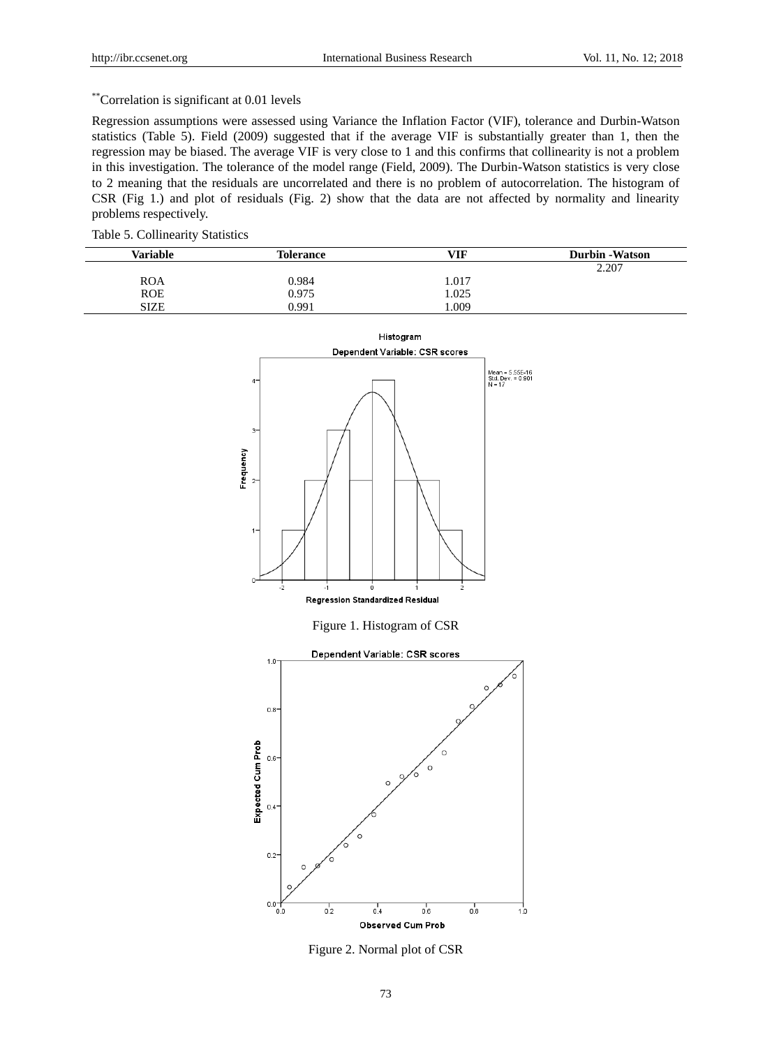[**]Correlation is significant at 0.01 levels

Regression assumptions were assessed using Variance the Inflation Factor (VIF), tolerance and Durbin-Watson statistics (Table 5). Field (2009) suggested that if the average VIF is substantially greater than 1, then the regression may be biased. The average VIF is very close to 1 and this confirms that collinearity is not a problem in this investigation. The tolerance of the model range (Field, 2009). The Durbin-Watson statistics is very close to 2 meaning that the residuals are uncorrelated and there is no problem of autocorrelation. The histogram of CSR (Fig 1.) and plot of residuals (Fig. 2) show that the data are not affected by normality and linearity problems respectively.

Table 5. Collinearity Statistics

| Variable | Tolerance | VIF | Durbin -Watson |
|---|---|---|---|
| | | | 2.207 |
| ROA | 0.984 | 1.017 | |
| ROE | 0.975 | 1.025 | |
| SIZE | 0.991 | 1.009 | |

Figure 1. Histogram of CSR

Figure 2. Normal plot of CSR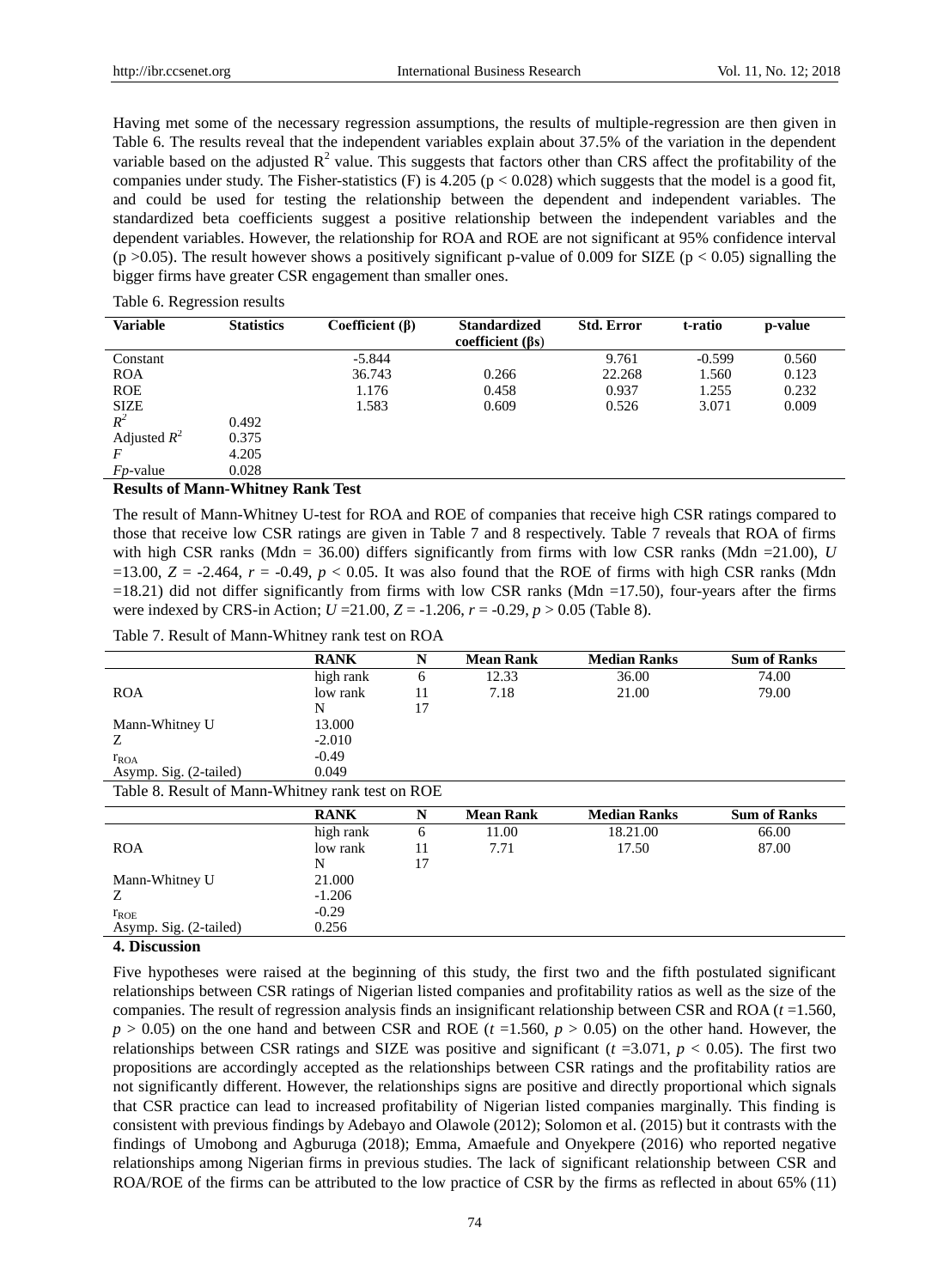Having met some of the necessary regression assumptions, the results of multiple-regression are then given in Table 6. The results reveal that the independent variables explain about 37.5% of the variation in the dependent variable based on the adjusted $R^2$ value. This suggests that factors other than CRS affect the profitability of the companies under study. The Fisher-statistics (F) is 4.205 ($p < 0.028$) which suggests that the model is a good fit, and could be used for testing the relationship between the dependent and independent variables. The standardized beta coefficients suggest a positive relationship between the independent variables and the dependent variables. However, the relationship for ROA and ROE are not significant at 95% confidence interval ($p > 0.05$). The result however shows a positively significant p-value of 0.009 for SIZE ($p < 0.05$) signalling the bigger firms have greater CSR engagement than smaller ones.

Table 6. Regression results

| Variable | Statistics | Coefficient (β) | Standardized coefficient (βs) | Std. Error | t-ratio | p-value |
|---|---|---|---|---|---|---|
| Constant | | -5.844 | | 9.761 | -0.599 | 0.560 |
| ROA | | 36.743 | 0.266 | 22.268 | 1.560 | 0.123 |
| ROE | | 1.176 | 0.458 | 0.937 | 1.255 | 0.232 |
| SIZE | | 1.583 | 0.609 | 0.526 | 3.071 | 0.009 |
| $R^2$ | 0.492 | | | | | |
| Adjusted $R^2$ | 0.375 | | | | | |
| $F$ | 4.205 | | | | | |
| $F$p-value | 0.028 | | | | | |

**Results of Mann-Whitney Rank Test**

The result of Mann-Whitney U-test for ROA and ROE of companies that receive high CSR ratings compared to those that receive low CSR ratings are given in Table 7 and 8 respectively. Table 7 reveals that ROA of firms with high CSR ranks (Mdn = 36.00) differs significantly from firms with low CSR ranks (Mdn =21.00), $U$ =13.00, $Z$ = -2.464, $r$ = -0.49, $p$ < 0.05. It was also found that the ROE of firms with high CSR ranks (Mdn =18.21) did not differ significantly from firms with low CSR ranks (Mdn =17.50), four-years after the firms were indexed by CRS-in Action; $U$ =21.00, $Z$ = -1.206, $r$ = -0.29, $p$ > 0.05 (Table 8).

Table 7. Result of Mann-Whitney rank test on ROA

| | RANK | N | Mean Rank | Median Ranks | Sum of Ranks |
|---|---|---|---|---|---|
| | high rank | 6 | 12.33 | 36.00 | 74.00 |
| ROA | low rank | 11 | 7.18 | 21.00 | 79.00 |
| | N | 17 | | | |
| Mann-Whitney U | 13.000 | | | | |
| Z | -2.010 | | | | |
| $r_{ROA}$ | -0.49 | | | | |
| Asymp. Sig. (2-tailed) | 0.049 | | | | |

Table 8. Result of Mann-Whitney rank test on ROE

| | RANK | N | Mean Rank | Median Ranks | Sum of Ranks |
|---|---|---|---|---|---|
| | high rank | 6 | 11.00 | 18.21.00 | 66.00 |
| ROA | low rank | 11 | 7.71 | 17.50 | 87.00 |
| | N | 17 | | | |
| Mann-Whitney U | 21.000 | | | | |
| Z | -1.206 | | | | |
| $r_{ROE}$ | -0.29 | | | | |
| Asymp. Sig. (2-tailed) | 0.256 | | | | |

## 4. Discussion

Five hypotheses were raised at the beginning of this study, the first two and the fifth postulated significant relationships between CSR ratings of Nigerian listed companies and profitability ratios as well as the size of the companies. The result of regression analysis finds an insignificant relationship between CSR and ROA ($t$ =1.560, $p$ > 0.05) on the one hand and between CSR and ROE ($t$ =1.560, $p$ > 0.05) on the other hand. However, the relationships between CSR ratings and SIZE was positive and significant ($t$ =3.071, $p$ < 0.05). The first two propositions are accordingly accepted as the relationships between CSR ratings and the profitability ratios are not significantly different. However, the relationships signs are positive and directly proportional which signals that CSR practice can lead to increased profitability of Nigerian listed companies marginally. This finding is consistent with previous findings by Adebayo and Olawole (2012); Solomon et al. (2015) but it contrasts with the findings of Umobong and Agburuga (2018); Emma, Amaefule and Onyekpere (2016) who reported negative relationships among Nigerian firms in previous studies. The lack of significant relationship between CSR and ROA/ROE of the firms can be attributed to the low practice of CSR by the firms as reflected in about 65% (11)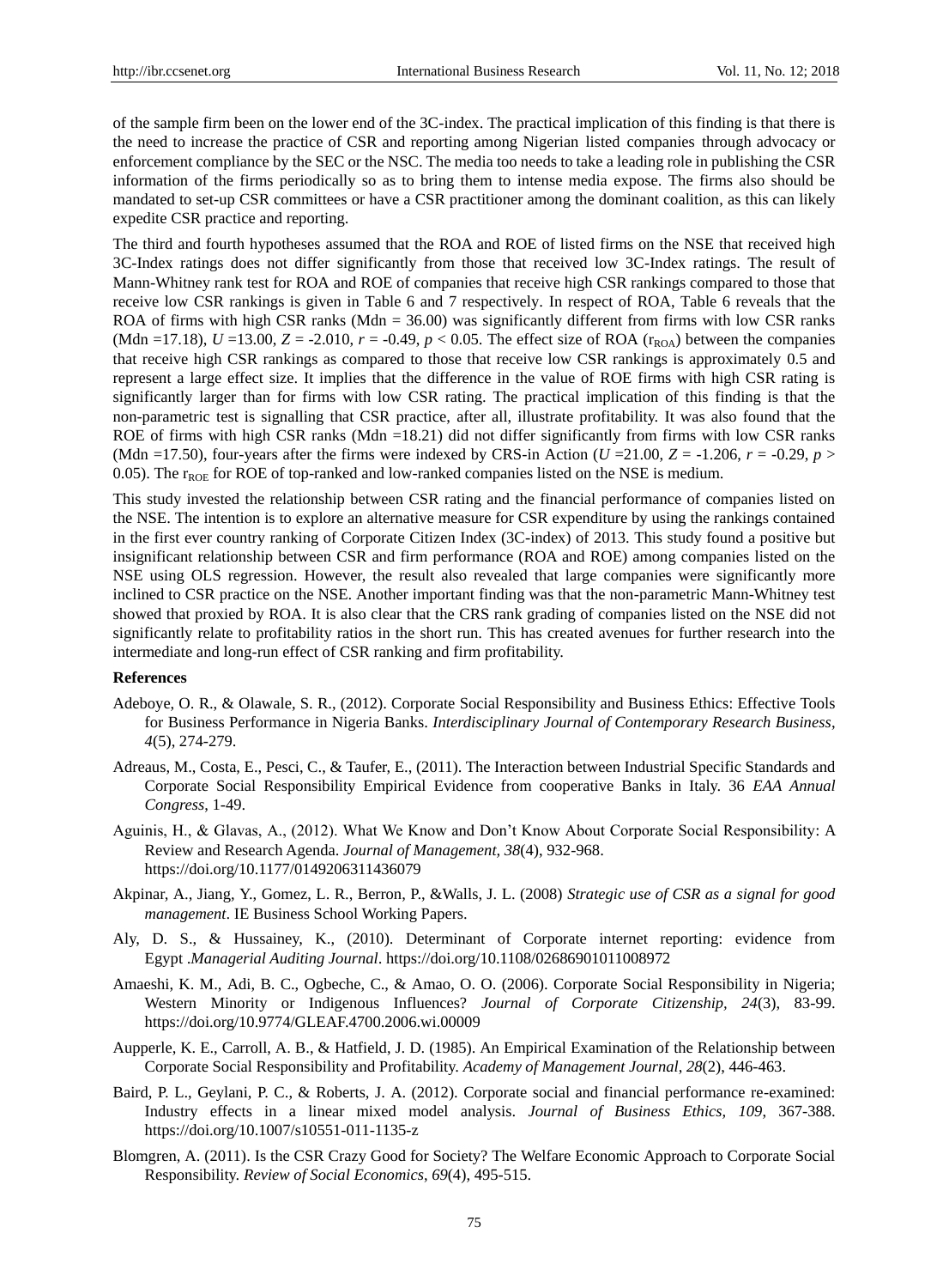of the sample firm been on the lower end of the 3C-index. The practical implication of this finding is that there is the need to increase the practice of CSR and reporting among Nigerian listed companies through advocacy or enforcement compliance by the SEC or the NSC. The media too needs to take a leading role in publishing the CSR information of the firms periodically so as to bring them to intense media expose. The firms also should be mandated to set-up CSR committees or have a CSR practitioner among the dominant coalition, as this can likely expedite CSR practice and reporting.

The third and fourth hypotheses assumed that the ROA and ROE of listed firms on the NSE that received high 3C-Index ratings does not differ significantly from those that received low 3C-Index ratings. The result of Mann-Whitney rank test for ROA and ROE of companies that receive high CSR rankings compared to those that receive low CSR rankings is given in Table 6 and 7 respectively. In respect of ROA, Table 6 reveals that the ROA of firms with high CSR ranks (Mdn = 36.00) was significantly different from firms with low CSR ranks (Mdn =17.18), $U$ =13.00, $Z$ = -2.010, $r$ = -0.49, $p$ < 0.05. The effect size of ROA ($r_{ROA}$) between the companies that receive high CSR rankings as compared to those that receive low CSR rankings is approximately 0.5 and represent a large effect size. It implies that the difference in the value of ROE firms with high CSR rating is significantly larger than for firms with low CSR rating. The practical implication of this finding is that the non-parametric test is signalling that CSR practice, after all, illustrate profitability. It was also found that the ROE of firms with high CSR ranks (Mdn =18.21) did not differ significantly from firms with low CSR ranks (Mdn =17.50), four-years after the firms were indexed by CRS-in Action ($U$ =21.00, $Z$ = -1.206, $r$ = -0.29, $p$ > 0.05). The $r_{ROE}$ for ROE of top-ranked and low-ranked companies listed on the NSE is medium.

This study invested the relationship between CSR rating and the financial performance of companies listed on the NSE. The intention is to explore an alternative measure for CSR expenditure by using the rankings contained in the first ever country ranking of Corporate Citizen Index (3C-index) of 2013. This study found a positive but insignificant relationship between CSR and firm performance (ROA and ROE) among companies listed on the NSE using OLS regression. However, the result also revealed that large companies were significantly more inclined to CSR practice on the NSE. Another important finding was that the non-parametric Mann-Whitney test showed that proxied by ROA. It is also clear that the CRS rank grading of companies listed on the NSE did not significantly relate to profitability ratios in the short run. This has created avenues for further research into the intermediate and long-run effect of CSR ranking and firm profitability.

**References**

Adeboye, O. R., & Olawale, S. R., (2012). Corporate Social Responsibility and Business Ethics: Effective Tools for Business Performance in Nigeria Banks. *Interdisciplinary Journal of Contemporary Research Business*, *4*(5), 274-279.

Adreaus, M., Costa, E., Pesci, C., & Taufer, E., (2011). The Interaction between Industrial Specific Standards and Corporate Social Responsibility Empirical Evidence from cooperative Banks in Italy. 36 *EAA Annual Congress*, 1-49.

Aguinis, H., & Glavas, A., (2012). What We Know and Don't Know About Corporate Social Responsibility: A Review and Research Agenda. *Journal of Management, 38*(4), 932-968. https://doi.org/10.1177/0149206311436079

Akpinar, A., Jiang, Y., Gomez, L. R., Berron, P., &Walls, J. L. (2008) *Strategic use of CSR as a signal for good management*. IE Business School Working Papers.

Aly, D. S., & Hussainey, K., (2010). Determinant of Corporate internet reporting: evidence from Egypt .*Managerial Auditing Journal*. https://doi.org/10.1108/02686901011008972

Amaeshi, K. M., Adi, B. C., Ogbeche, C., & Amao, O. O. (2006). Corporate Social Responsibility in Nigeria; Western Minority or Indigenous Influences? *Journal of Corporate Citizenship, 24*(3), 83-99. https://doi.org/10.9774/GLEAF.4700.2006.wi.00009

Aupperle, K. E., Carroll, A. B., & Hatfield, J. D. (1985). An Empirical Examination of the Relationship between Corporate Social Responsibility and Profitability. *Academy of Management Journal, 28*(2), 446-463.

Baird, P. L., Geylani, P. C., & Roberts, J. A. (2012). Corporate social and financial performance re-examined: Industry effects in a linear mixed model analysis. *Journal of Business Ethics, 109*, 367-388. https://doi.org/10.1007/s10551-011-1135-z

Blomgren, A. (2011). Is the CSR Crazy Good for Society? The Welfare Economic Approach to Corporate Social Responsibility. *Review of Social Economics*, *69*(4), 495-515.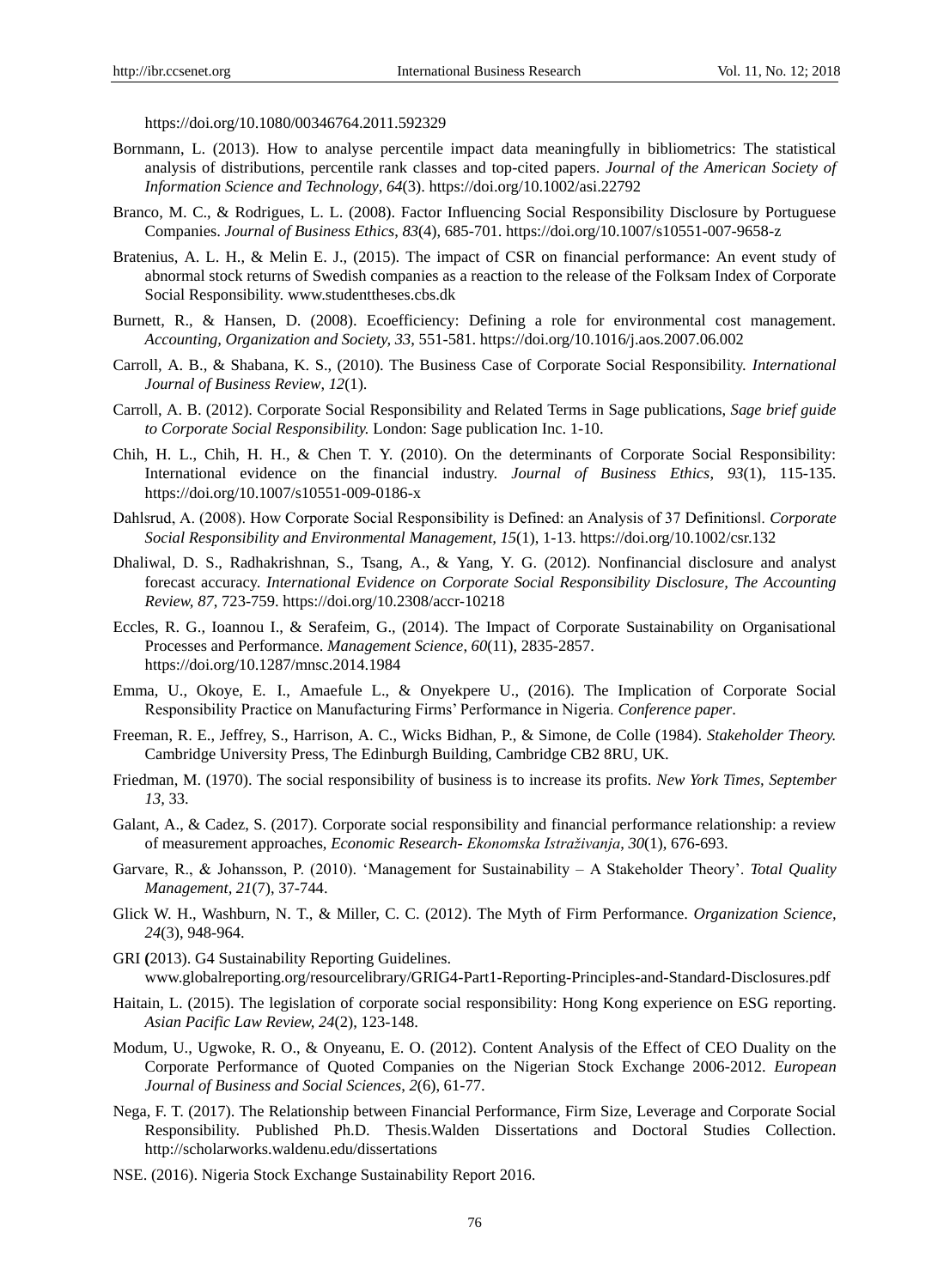https://doi.org/10.1080/00346764.2011.592329

Bornmann, L. (2013). How to analyse percentile impact data meaningfully in bibliometrics: The statistical analysis of distributions, percentile rank classes and top-cited papers. *Journal of the American Society of Information Science and Technology*, *64*(3). https://doi.org/10.1002/asi.22792

Branco, M. C., & Rodrigues, L. L. (2008). Factor Influencing Social Responsibility Disclosure by Portuguese Companies. *Journal of Business Ethics*, *83*(4), 685-701. https://doi.org/10.1007/s10551-007-9658-z

Bratenius, A. L. H., & Melin E. J., (2015). The impact of CSR on financial performance: An event study of abnormal stock returns of Swedish companies as a reaction to the release of the Folksam Index of Corporate Social Responsibility. www.studenttheses.cbs.dk

Burnett, R., & Hansen, D. (2008). Ecoefficiency: Defining a role for environmental cost management. *Accounting, Organization and Society, 33*, 551-581. https://doi.org/10.1016/j.aos.2007.06.002

Carroll, A. B., & Shabana, K. S., (2010). The Business Case of Corporate Social Responsibility. *International Journal of Business Review*, *12*(1).

Carroll, A. B. (2012). Corporate Social Responsibility and Related Terms in Sage publications, *Sage brief guide to Corporate Social Responsibility.* London: Sage publication Inc. 1-10.

Chih, H. L., Chih, H. H., & Chen T. Y. (2010). On the determinants of Corporate Social Responsibility: International evidence on the financial industry. *Journal of Business Ethics*, *93*(1), 115-135. https://doi.org/10.1007/s10551-009-0186-x

Dahlsrud, A. (2008). How Corporate Social Responsibility is Defined: an Analysis of 37 Definitions‖. *Corporate Social Responsibility and Environmental Management, 15*(1), 1-13. https://doi.org/10.1002/csr.132

Dhaliwal, D. S., Radhakrishnan, S., Tsang, A., & Yang, Y. G. (2012). Nonfinancial disclosure and analyst forecast accuracy. *International Evidence on Corporate Social Responsibility Disclosure, The Accounting Review, 87*, 723-759. https://doi.org/10.2308/accr-10218

Eccles, R. G., Ioannou I., & Serafeim, G., (2014). The Impact of Corporate Sustainability on Organisational Processes and Performance. *Management Science*, *60*(11), 2835-2857. https://doi.org/10.1287/mnsc.2014.1984

Emma, U., Okoye, E. I., Amaefule L., & Onyekpere U., (2016). The Implication of Corporate Social Responsibility Practice on Manufacturing Firms' Performance in Nigeria. *Conference paper*.

Freeman, R. E., Jeffrey, S., Harrison, A. C., Wicks Bidhan, P., & Simone, de Colle (1984). *Stakeholder Theory.* Cambridge University Press, The Edinburgh Building, Cambridge CB2 8RU, UK.

Friedman, M. (1970). The social responsibility of business is to increase its profits. *New York Times, September 13*, 33.

Galant, A., & Cadez, S. (2017). Corporate social responsibility and financial performance relationship: a review of measurement approaches, *Economic Research- Ekonomska Istraživanja*, *30*(1), 676-693.

Garvare, R., & Johansson, P. (2010). 'Management for Sustainability – A Stakeholder Theory'. *Total Quality Management*, *21*(7), 37-744.

Glick W. H., Washburn, N. T., & Miller, C. C. (2012). The Myth of Firm Performance. *Organization Science, 24*(3), 948-964.

GRI **(**2013). G4 Sustainability Reporting Guidelines. www.globalreporting.org/resourcelibrary/GRIG4-Part1-Reporting-Principles-and-Standard-Disclosures.pdf

Haitain, L. (2015). The legislation of corporate social responsibility: Hong Kong experience on ESG reporting. *Asian Pacific Law Review, 24*(2), 123-148.

Modum, U., Ugwoke, R. O., & Onyeanu, E. O. (2012). Content Analysis of the Effect of CEO Duality on the Corporate Performance of Quoted Companies on the Nigerian Stock Exchange 2006-2012. *European Journal of Business and Social Sciences*, *2*(6), 61-77.

Nega, F. T. (2017). The Relationship between Financial Performance, Firm Size, Leverage and Corporate Social Responsibility. Published Ph.D. Thesis.Walden Dissertations and Doctoral Studies Collection. http://scholarworks.waldenu.edu/dissertations

NSE. (2016). Nigeria Stock Exchange Sustainability Report 2016.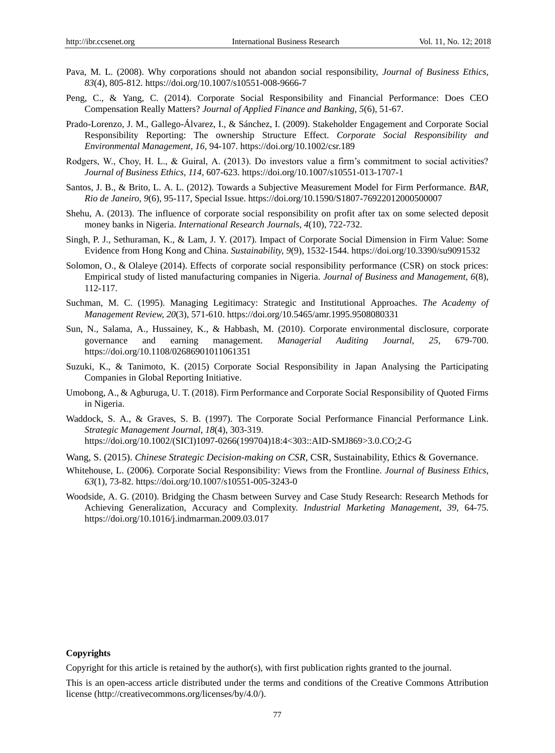Pava, M. L. (2008). Why corporations should not abandon social responsibility, *Journal of Business Ethics, 83*(4), 805-812. https://doi.org/10.1007/s10551-008-9666-7

Peng, C., & Yang, C. (2014). Corporate Social Responsibility and Financial Performance: Does CEO Compensation Really Matters? *Journal of Applied Finance and Banking, 5*(6), 51-67.

Prado-Lorenzo, J. M., Gallego-Álvarez, I., & Sánchez, I. (2009). Stakeholder Engagement and Corporate Social Responsibility Reporting: The ownership Structure Effect. *Corporate Social Responsibility and Environmental Management, 16*, 94-107. https://doi.org/10.1002/csr.189

Rodgers, W., Choy, H. L., & Guiral, A. (2013). Do investors value a firm's commitment to social activities? *Journal of Business Ethics*, *114*, 607-623. https://doi.org/10.1007/s10551-013-1707-1

Santos, J. B., & Brito, L. A. L. (2012). Towards a Subjective Measurement Model for Firm Performance. *BAR, Rio de Janeiro, 9*(6), 95-117, Special Issue. https://doi.org/10.1590/S1807-76922012000500007

Shehu, A. (2013). The influence of corporate social responsibility on profit after tax on some selected deposit money banks in Nigeria. *International Research Journals*, *4*(10), 722-732.

Singh, P. J., Sethuraman, K., & Lam, J. Y. (2017). Impact of Corporate Social Dimension in Firm Value: Some Evidence from Hong Kong and China. *Sustainability, 9*(9), 1532-1544. https://doi.org/10.3390/su9091532

Solomon, O., & Olaleye (2014). Effects of corporate social responsibility performance (CSR) on stock prices: Empirical study of listed manufacturing companies in Nigeria. *Journal of Business and Management, 6*(8), 112-117.

Suchman, M. C. (1995). Managing Legitimacy: Strategic and Institutional Approaches. *The Academy of Management Review, 20*(3), 571-610. https://doi.org/10.5465/amr.1995.9508080331

Sun, N., Salama, A., Hussainey, K., & Habbash, M. (2010). Corporate environmental disclosure, corporate governance and earning management. *Managerial Auditing Journal, 25*, 679-700. https://doi.org/10.1108/02686901011061351

Suzuki, K., & Tanimoto, K. (2015) Corporate Social Responsibility in Japan Analysing the Participating Companies in Global Reporting Initiative.

Umobong, A., & Agburuga, U. T. (2018). Firm Performance and Corporate Social Responsibility of Quoted Firms in Nigeria.

Waddock, S. A., & Graves, S. B. (1997). The Corporate Social Performance Financial Performance Link. *Strategic Management Journal*, *18*(4), 303-319. https://doi.org/10.1002/(SICI)1097-0266(199704)18:4<303::AID-SMJ869>3.0.CO;2-G

Wang, S. (2015). *Chinese Strategic Decision-making on CSR*, CSR, Sustainability, Ethics & Governance.

Whitehouse, L. (2006). Corporate Social Responsibility: Views from the Frontline. *Journal of Business Ethics*, *63*(1), 73-82. https://doi.org/10.1007/s10551-005-3243-0

Woodside, A. G. (2010). Bridging the Chasm between Survey and Case Study Research: Research Methods for Achieving Generalization, Accuracy and Complexity. *Industrial Marketing Management*, *39*, 64-75. https://doi.org/10.1016/j.indmarman.2009.03.017

**Copyrights**

Copyright for this article is retained by the author(s), with first publication rights granted to the journal.

This is an open-access article distributed under the terms and conditions of the Creative Commons Attribution license (http://creativecommons.org/licenses/by/4.0/).